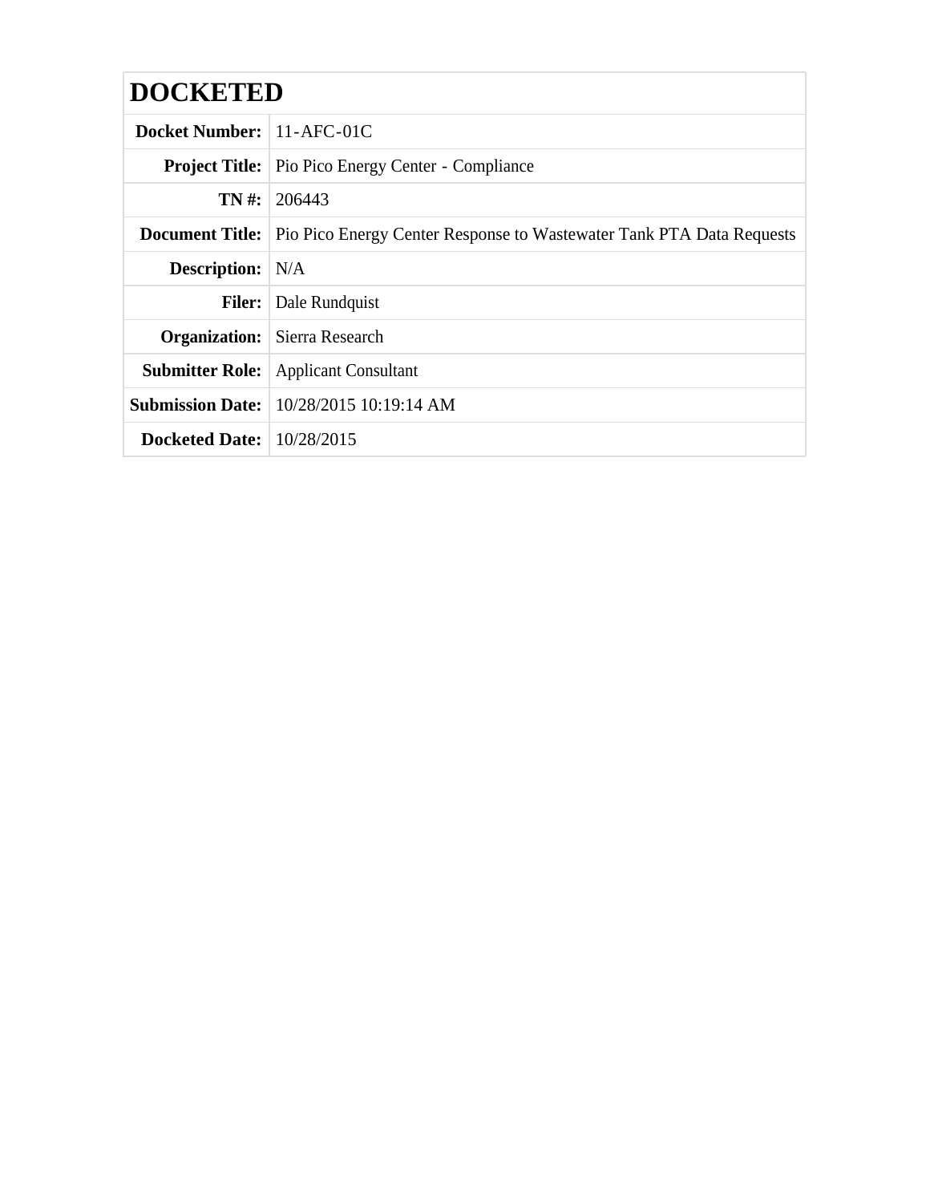# DOCKETED

| | |
|---|---|
| **Docket Number:** | 11-AFC-01C |
| **Project Title:** | Pio Pico Energy Center - Compliance |
| **TN #:** | 206443 |
| **Document Title:** | Pio Pico Energy Center Response to Wastewater Tank PTA Data Requests |
| **Description:** | N/A |
| **Filer:** | Dale Rundquist |
| **Organization:** | Sierra Research |
| **Submitter Role:** | Applicant Consultant |
| **Submission Date:** | 10/28/2015 10:19:14 AM |
| **Docketed Date:** | 10/28/2015 |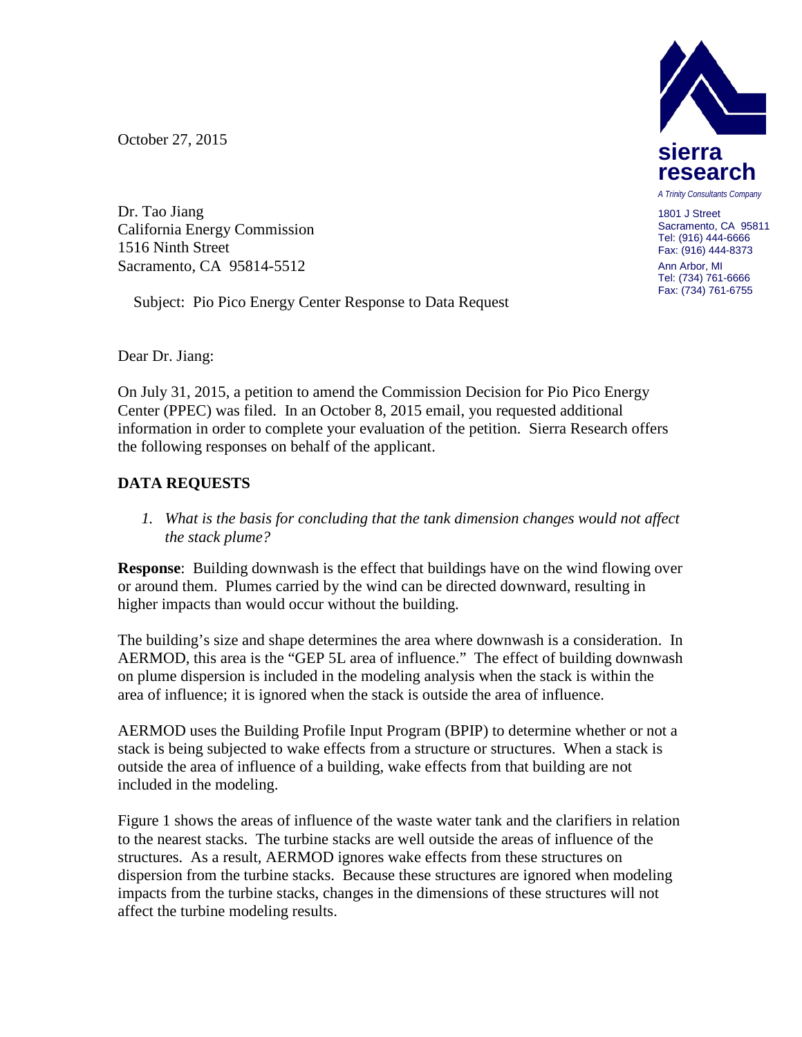October 27, 2015

**sierra research**

*A Trinity Consultants Company*

1801 J Street
Sacramento, CA 95811
Tel: (916) 444-6666
Fax: (916) 444-8373

Ann Arbor, MI
Tel: (734) 761-6666
Fax: (734) 761-6755

Dr. Tao Jiang
California Energy Commission
1516 Ninth Street
Sacramento, CA 95814-5512

Subject: Pio Pico Energy Center Response to Data Request

Dear Dr. Jiang:

On July 31, 2015, a petition to amend the Commission Decision for Pio Pico Energy Center (PPEC) was filed. In an October 8, 2015 email, you requested additional information in order to complete your evaluation of the petition. Sierra Research offers the following responses on behalf of the applicant.

## DATA REQUESTS

1. *What is the basis for concluding that the tank dimension changes would not affect the stack plume?*

**Response**: Building downwash is the effect that buildings have on the wind flowing over or around them. Plumes carried by the wind can be directed downward, resulting in higher impacts than would occur without the building.

The building's size and shape determines the area where downwash is a consideration. In AERMOD, this area is the "GEP 5L area of influence." The effect of building downwash on plume dispersion is included in the modeling analysis when the stack is within the area of influence; it is ignored when the stack is outside the area of influence.

AERMOD uses the Building Profile Input Program (BPIP) to determine whether or not a stack is being subjected to wake effects from a structure or structures. When a stack is outside the area of influence of a building, wake effects from that building are not included in the modeling.

Figure 1 shows the areas of influence of the waste water tank and the clarifiers in relation to the nearest stacks. The turbine stacks are well outside the areas of influence of the structures. As a result, AERMOD ignores wake effects from these structures on dispersion from the turbine stacks. Because these structures are ignored when modeling impacts from the turbine stacks, changes in the dimensions of these structures will not affect the turbine modeling results.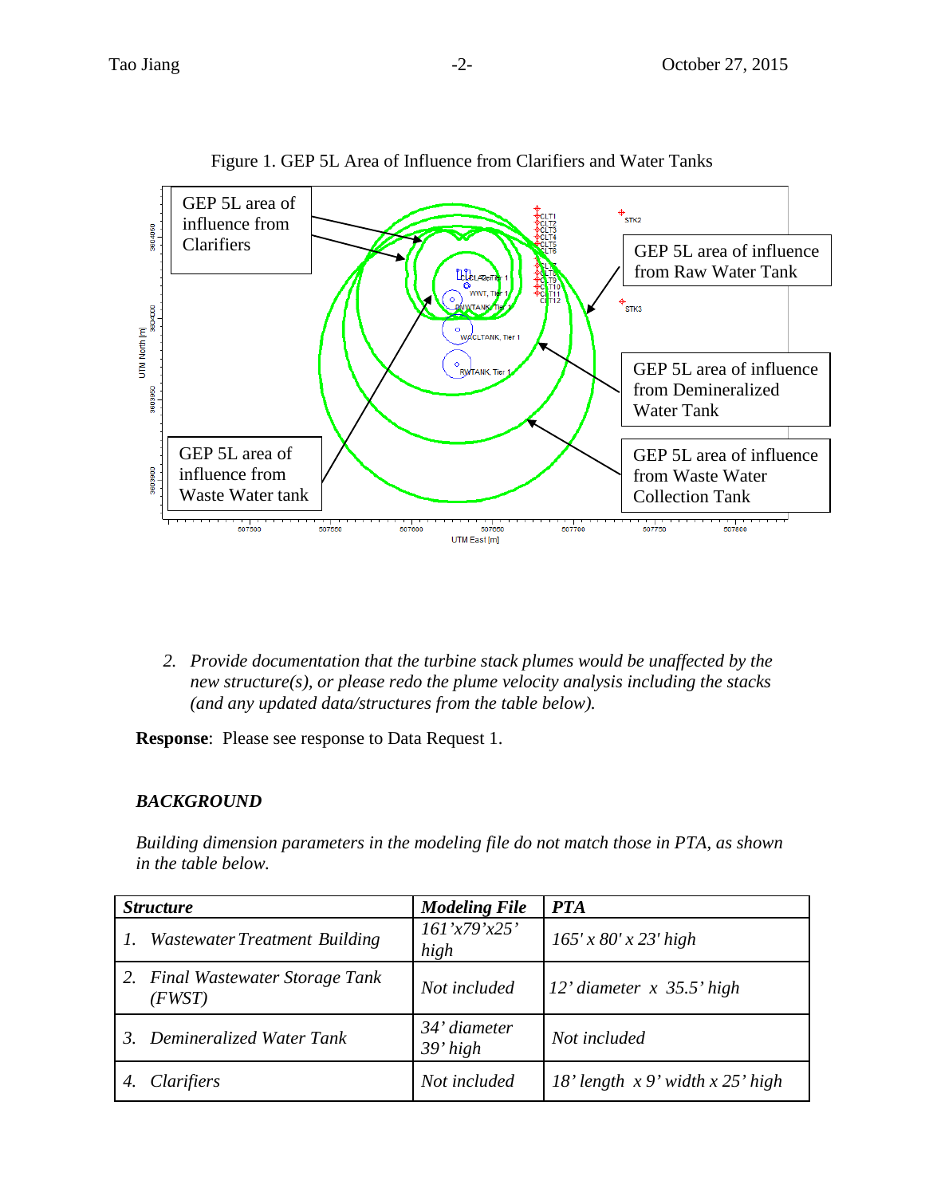Figure 1. GEP 5L Area of Influence from Clarifiers and Water Tanks

2. *Provide documentation that the turbine stack plumes would be unaffected by the new structure(s), or please redo the plume velocity analysis including the stacks (and any updated data/structures from the table below).*

**Response**: Please see response to Data Request 1.

### *BACKGROUND*

*Building dimension parameters in the modeling file do not match those in PTA, as shown in the table below.*

| ***Structure*** | ***Modeling File*** | ***PTA*** |
|---|---|---|
| *1. Wastewater Treatment Building* | *161'x79'x25' high* | *165' x 80' x 23' high* |
| *2. Final Wastewater Storage Tank (FWST)* | *Not included* | *12' diameter x 35.5' high* |
| *3. Demineralized Water Tank* | *34' diameter 39' high* | *Not included* |
| *4. Clarifiers* | *Not included* | *18' length x 9' width x 25' high* |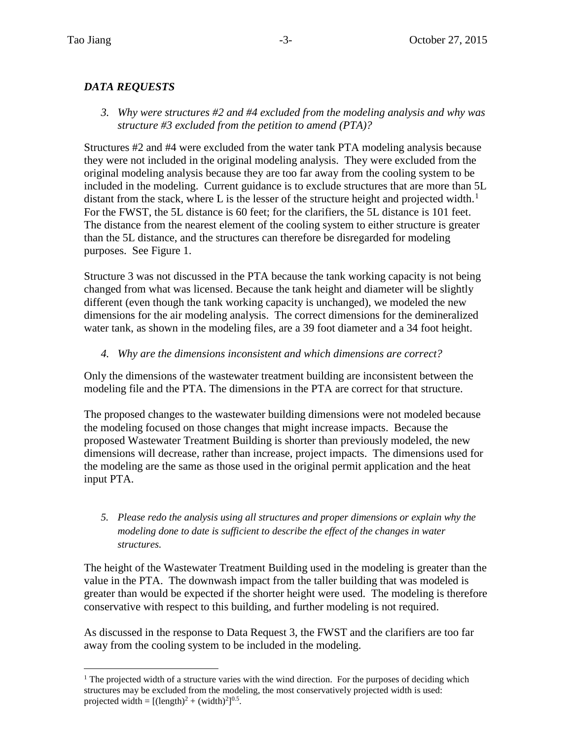***DATA REQUESTS***

3. *Why were structures #2 and #4 excluded from the modeling analysis and why was structure #3 excluded from the petition to amend (PTA)?*

Structures #2 and #4 were excluded from the water tank PTA modeling analysis because they were not included in the original modeling analysis. They were excluded from the original modeling analysis because they are too far away from the cooling system to be included in the modeling. Current guidance is to exclude structures that are more than 5L distant from the stack, where L is the lesser of the structure height and projected width.[1] For the FWST, the 5L distance is 60 feet; for the clarifiers, the 5L distance is 101 feet. The distance from the nearest element of the cooling system to either structure is greater than the 5L distance, and the structures can therefore be disregarded for modeling purposes. See Figure 1.

Structure 3 was not discussed in the PTA because the tank working capacity is not being changed from what was licensed. Because the tank height and diameter will be slightly different (even though the tank working capacity is unchanged), we modeled the new dimensions for the air modeling analysis. The correct dimensions for the demineralized water tank, as shown in the modeling files, are a 39 foot diameter and a 34 foot height.

4. *Why are the dimensions inconsistent and which dimensions are correct?*

Only the dimensions of the wastewater treatment building are inconsistent between the modeling file and the PTA. The dimensions in the PTA are correct for that structure.

The proposed changes to the wastewater building dimensions were not modeled because the modeling focused on those changes that might increase impacts. Because the proposed Wastewater Treatment Building is shorter than previously modeled, the new dimensions will decrease, rather than increase, project impacts. The dimensions used for the modeling are the same as those used in the original permit application and the heat input PTA.

5. *Please redo the analysis using all structures and proper dimensions or explain why the modeling done to date is sufficient to describe the effect of the changes in water structures.*

The height of the Wastewater Treatment Building used in the modeling is greater than the value in the PTA. The downwash impact from the taller building that was modeled is greater than would be expected if the shorter height were used. The modeling is therefore conservative with respect to this building, and further modeling is not required.

As discussed in the response to Data Request 3, the FWST and the clarifiers are too far away from the cooling system to be included in the modeling.

---

[1] The projected width of a structure varies with the wind direction. For the purposes of deciding which structures may be excluded from the modeling, the most conservatively projected width is used: projected width = $[(\text{length})^2 + (\text{width})^2]^{0.5}$.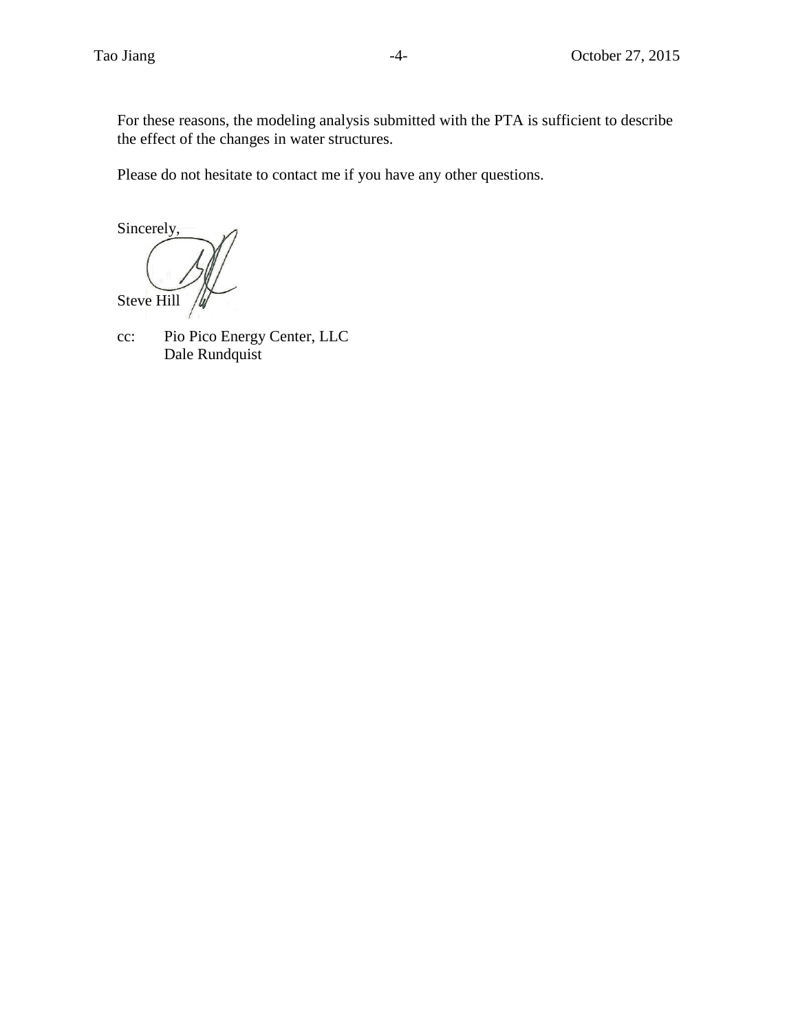For these reasons, the modeling analysis submitted with the PTA is sufficient to describe the effect of the changes in water structures.

Please do not hesitate to contact me if you have any other questions.

Sincerely,

Steve Hill

cc: Pio Pico Energy Center, LLC
Dale Rundquist